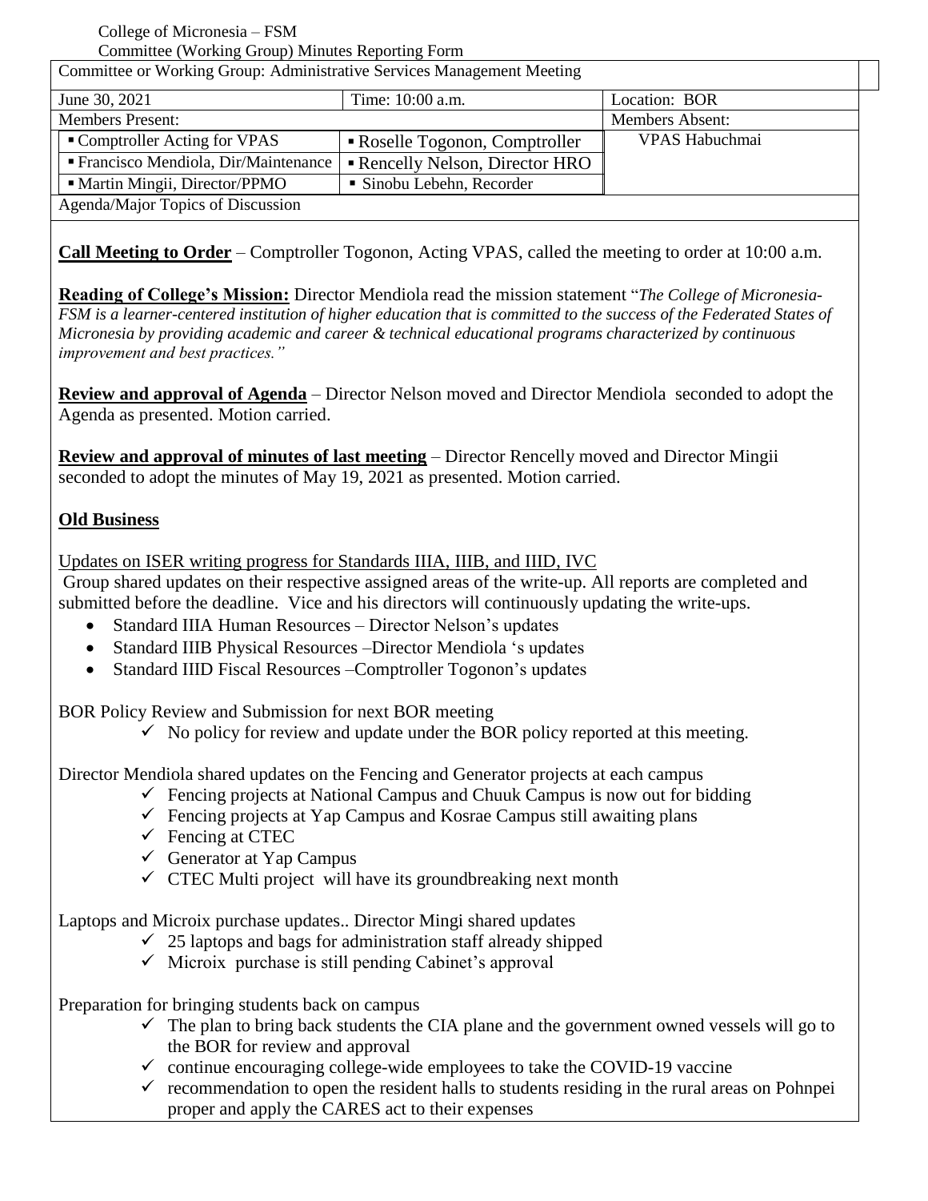College of Micronesia – FSM

Committee (Working Group) Minutes Reporting Form

| Committee or Working Group: Administrative Services Management Meeting | | |
|---|---|---|
| June 30, 2021 | Time: 10:00 a.m. | Location: BOR |
| Members Present: | | Members Absent: |
| ▪ Comptroller Acting for VPAS | ▪ Roselle Togonon, Comptroller | VPAS Habuchmai |
| ▪ Francisco Mendiola, Dir/Maintenance | ▪ Rencelly Nelson, Director HRO | |
| ▪ Martin Mingii, Director/PPMO | ▪ Sinobu Lebehn, Recorder | |
| Agenda/Major Topics of Discussion | | |

**Call Meeting to Order** – Comptroller Togonon, Acting VPAS, called the meeting to order at 10:00 a.m.

**Reading of College's Mission:** Director Mendiola read the mission statement "*The College of Micronesia-FSM is a learner-centered institution of higher education that is committed to the success of the Federated States of Micronesia by providing academic and career & technical educational programs characterized by continuous improvement and best practices.*"

**Review and approval of Agenda** – Director Nelson moved and Director Mendiola seconded to adopt the Agenda as presented. Motion carried.

**Review and approval of minutes of last meeting** – Director Rencelly moved and Director Mingii seconded to adopt the minutes of May 19, 2021 as presented. Motion carried.

**Old Business**

Updates on ISER writing progress for Standards IIIA, IIIB, and IIID, IVC

Group shared updates on their respective assigned areas of the write-up. All reports are completed and submitted before the deadline. Vice and his directors will continuously updating the write-ups.

- Standard IIIA Human Resources – Director Nelson's updates
- Standard IIIB Physical Resources –Director Mendiola 's updates
- Standard IIID Fiscal Resources –Comptroller Togonon's updates

BOR Policy Review and Submission for next BOR meeting

- ✓ No policy for review and update under the BOR policy reported at this meeting.

Director Mendiola shared updates on the Fencing and Generator projects at each campus

- ✓ Fencing projects at National Campus and Chuuk Campus is now out for bidding
- ✓ Fencing projects at Yap Campus and Kosrae Campus still awaiting plans
- ✓ Fencing at CTEC
- ✓ Generator at Yap Campus
- ✓ CTEC Multi project will have its groundbreaking next month

Laptops and Microix purchase updates.. Director Mingi shared updates

- ✓ 25 laptops and bags for administration staff already shipped
- ✓ Microix purchase is still pending Cabinet's approval

Preparation for bringing students back on campus

- ✓ The plan to bring back students the CIA plane and the government owned vessels will go to the BOR for review and approval
- ✓ continue encouraging college-wide employees to take the COVID-19 vaccine
- ✓ recommendation to open the resident halls to students residing in the rural areas on Pohnpei proper and apply the CARES act to their expenses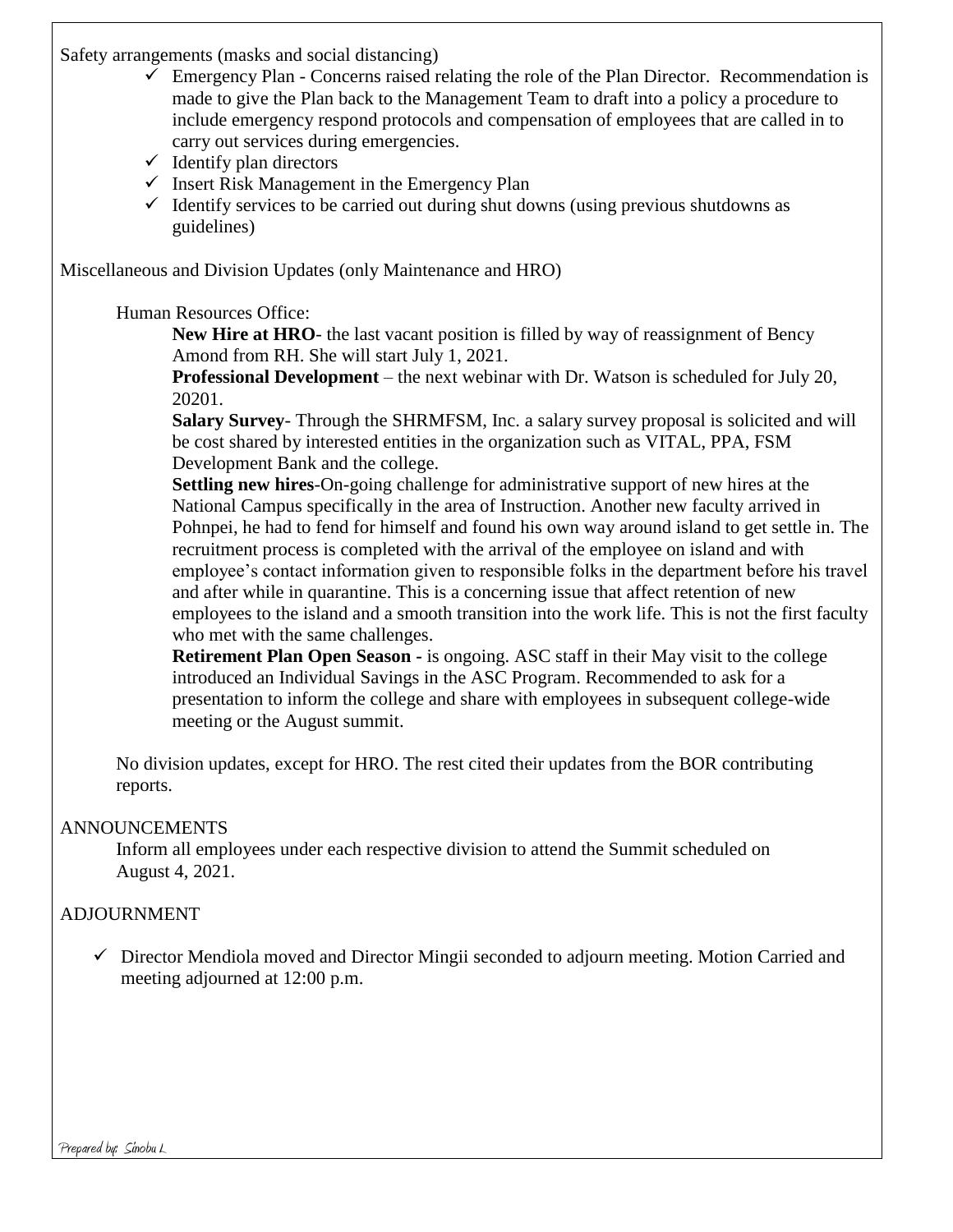Safety arrangements (masks and social distancing)

- ✓ Emergency Plan - Concerns raised relating the role of the Plan Director. Recommendation is made to give the Plan back to the Management Team to draft into a policy a procedure to include emergency respond protocols and compensation of employees that are called in to carry out services during emergencies.
- ✓ Identify plan directors
- ✓ Insert Risk Management in the Emergency Plan
- ✓ Identify services to be carried out during shut downs (using previous shutdowns as guidelines)

Miscellaneous and Division Updates (only Maintenance and HRO)

Human Resources Office:

**New Hire at HRO**- the last vacant position is filled by way of reassignment of Bency Amond from RH. She will start July 1, 2021.

**Professional Development** – the next webinar with Dr. Watson is scheduled for July 20, 20201.

**Salary Survey**- Through the SHRMFSM, Inc. a salary survey proposal is solicited and will be cost shared by interested entities in the organization such as VITAL, PPA, FSM Development Bank and the college.

**Settling new hires**-On-going challenge for administrative support of new hires at the National Campus specifically in the area of Instruction. Another new faculty arrived in Pohnpei, he had to fend for himself and found his own way around island to get settle in. The recruitment process is completed with the arrival of the employee on island and with employee's contact information given to responsible folks in the department before his travel and after while in quarantine. This is a concerning issue that affect retention of new employees to the island and a smooth transition into the work life. This is not the first faculty who met with the same challenges.

**Retirement Plan Open Season -** is ongoing. ASC staff in their May visit to the college introduced an Individual Savings in the ASC Program. Recommended to ask for a presentation to inform the college and share with employees in subsequent college-wide meeting or the August summit.

No division updates, except for HRO. The rest cited their updates from the BOR contributing reports.

ANNOUNCEMENTS

Inform all employees under each respective division to attend the Summit scheduled on August 4, 2021.

ADJOURNMENT

- ✓ Director Mendiola moved and Director Mingii seconded to adjourn meeting. Motion Carried and meeting adjourned at 12:00 p.m.

Prepared by: Sinobu L.